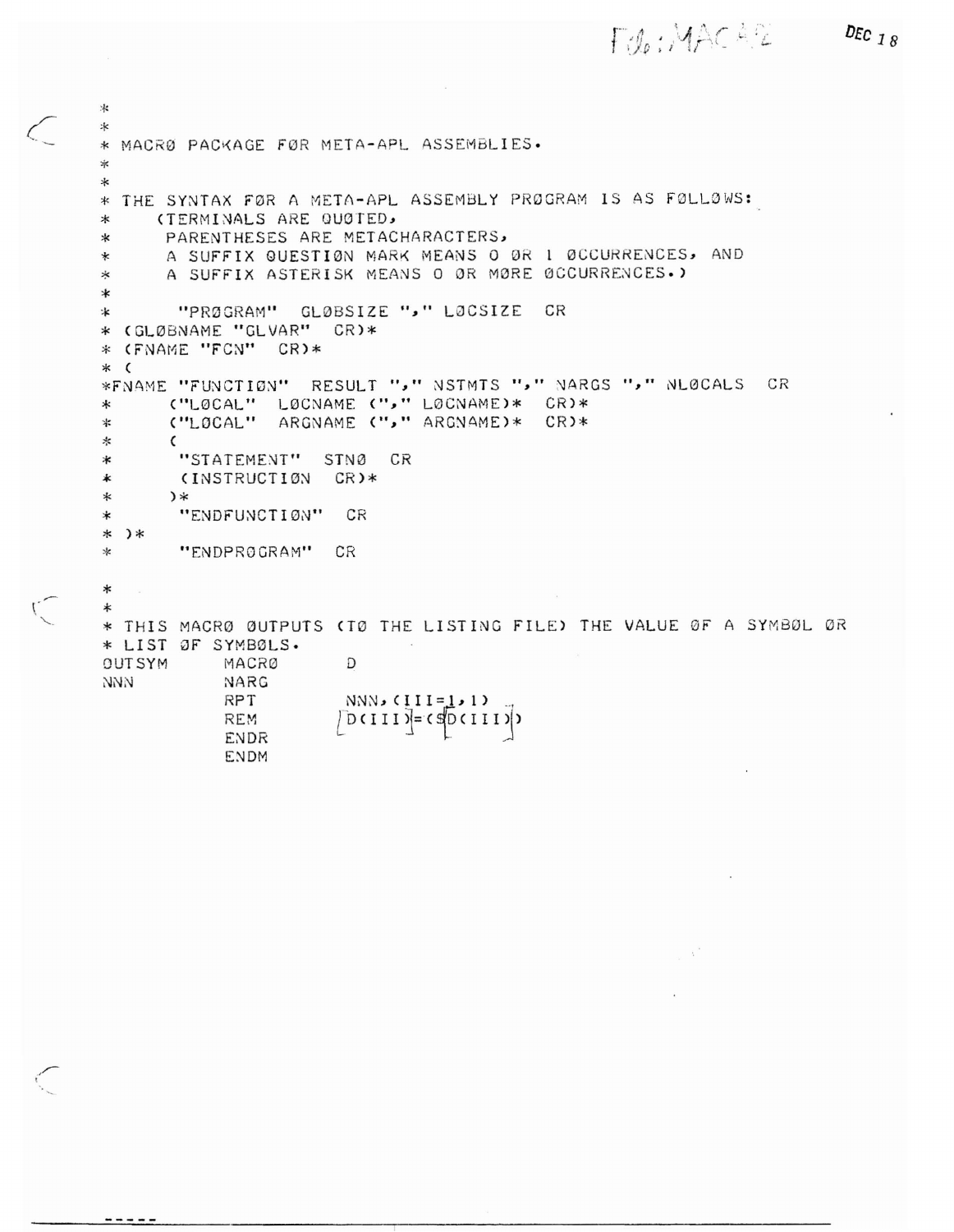File: MACR2 DEC 18

```
*
*
* MACRØ PACKAGE FØR META-APL ASSEMBLIES.
*
*
* THE SYNTAX FØR A META-APL ASSEMBLY PRØGRAM IS AS FØLLØWS:
*     (TERMINALS ARE QUØTED,
*      PARENTHESES ARE METACHARACTERS,
*      A SUFFIX QUESTIØN MARK MEANS 0 ØR 1 ØCCURRENCES, AND
*      A SUFFIX ASTERISK MEANS 0 ØR MØRE ØCCURRENCES.)
*
*       "PRØGRAM"  GLØBSIZE ","  LØCSIZE  CR
* (GLØBNAME "GLVAR"  CR)*
* (FNAME "FCN"  CR)*
* (
*FNAME "FUNCTIØN"  RESULT ","  NSTMTS ","  NARGS ","  NLØCALS  CR
*      ("LØCAL"  LØCNAME ("," LØCNAME)*  CR)*
*      ("LØCAL"  ARGNAME ("," ARGNAME)*  CR)*
*      (
*       "STATEMENT"  STNØ  CR
*       (INSTRUCTIØN  CR)*
*      )*
*       "ENDFUNCTIØN"  CR
* )*
*       "ENDPRØGRAM"  CR

*
*
* THIS MACRØ ØUTPUTS (TØ THE LISTING FILE) THE VALUE ØF A SYMBØL ØR
* LIST ØF SYMBØLS.
OUTSYM      MACRØ       D
NNN         NARG
            RPT         NNN,(III=1,1)
            REM         [D(III)]=($[D(III)])
            ENDR
            ENDM
```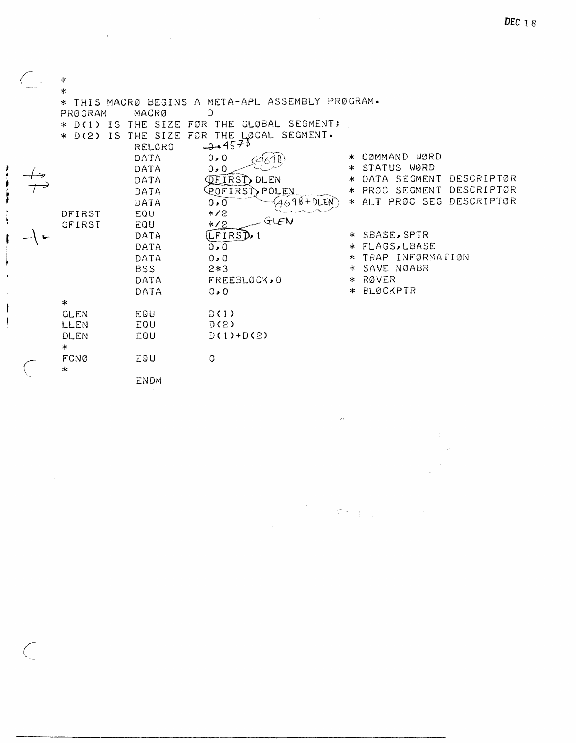DEC 18

```
*
*
* THIS MACRØ BEGINS A META-APL ASSEMBLY PRØGRAM.
PRØGRAM     MACRØ      D
* D(1) IS THE SIZE FØR THE GLØBAL SEGMENT;
* D(2) IS THE SIZE FØR THE LØCAL SEGMENT.
            RELØRG     0 4578
            DATA       0,0    469B       * CØMMAND WØRD
            DATA       0,0               * STATUS WØRD
            DATA       DFIRST,DLEN       * DATA SEGMENT DESCRIPTØR
            DATA       PØFIRST,PØLEN     * PRØC SEGMENT DESCRIPTØR
            DATA       0,0  469B+DLEN    * ALT PRØC SEG DESCRIPTØR
DFIRST      EQU        */2
GFIRST      EQU        */2   GLEN
            DATA       LFIRST,1          * SBASE,SPTR
            DATA       0,0               * FLAGS,LBASE
            DATA       0,0               * TRAP INFØRMATIØN
            BSS        2*3               * SAVE NØABR
            DATA       FREEBLØCK,0       * RØVER
            DATA       0,0               * BLØCKPTR
*
GLEN        EQU        D(1)
LLEN        EQU        D(2)
DLEN        EQU        D(1)+D(2)
*
FCNØ        EQU        0
*
            ENDM
```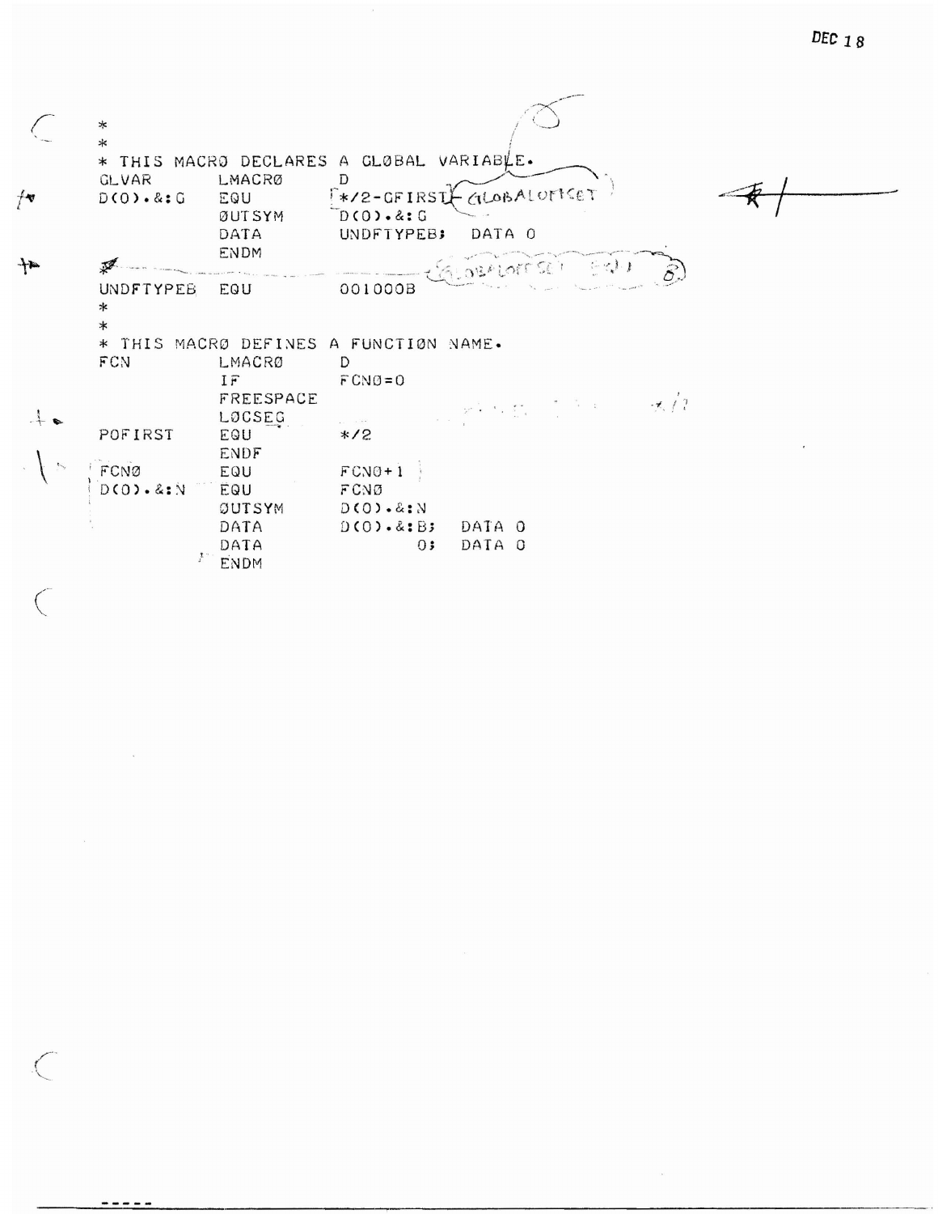DEC 18

```
*
*
* THIS MACRØ DECLARES A GLØBAL VARIABLE.
GLVAR       LMACRØ      D
D(O).&:G    EQU         */2-GFIRST  GLOBALOFFSET
            ØUTSYM      D(O).&:G
            DATA        UNDFTYPEB;  DATA 0
            ENDM
*                                   GLOBALOFFSET  EQU  8
UNDFTYPEB   EQU         001000B
*
*
* THIS MACRØ DEFINES A FUNCTIØN NAME.
FCN         LMACRØ      D
            IF          FCNØ=0
            FREESPACE
            LØCSEG
POFIRST     EQU         */2
            ENDF
FCNØ        EQU         FCNØ+1
D(O).&:N    EQU         FCNØ
            ØUTSYM      D(O).&:N
            DATA        D(O).&:B;   DATA 0
            DATA               0;   DATA 0
            ENDM
```

-----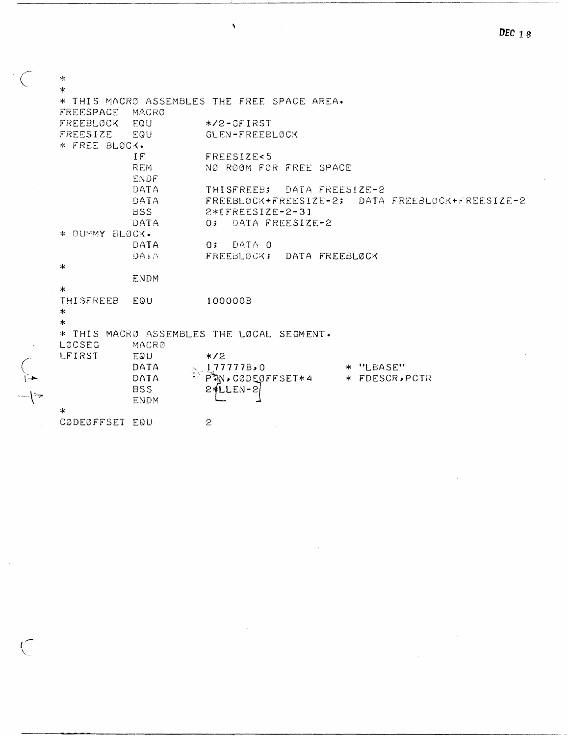```
*
*
* THIS MACRØ ASSEMBLES THE FREE SPACE AREA.
FREESPACE   MACRØ
FREEBLØCK   EQU       */2-GFIRST
FREESIZE    EQU       GLEN-FREEBLØCK
* FREE BLØCK.
            IF        FREESIZE<5
            REM       NØ RØØM FØR FREE SPACE
            ENDF
            DATA      THISFREEB;  DATA FREESIZE-2
            DATA      FREEBLØCK+FREESIZE-2;  DATA FREEBLØCK+FREESIZE-2
            BSS       2*[FREESIZE-2-3]
            DATA      0;  DATA FREESIZE-2
* DUMMY BLØCK.
            DATA      0;  DATA 0
            DATA      FREEBLØCK;  DATA FREEBLØCK
*
            ENDM
*
THISFREEB   EQU       100000B
*
*
* THIS MACRØ ASSEMBLES THE LØCAL SEGMENT.
LØCSEG      MACRØ
LFIRST      EQU       */2
            DATA      177777B,0           * "LBASE"
            DATA      P.N,CØDEØFFSET*4    * FDESCR,PCTR
            BSS       2*LLEN-2
            ENDM
*
CØDEØFFSET  EQU       2
```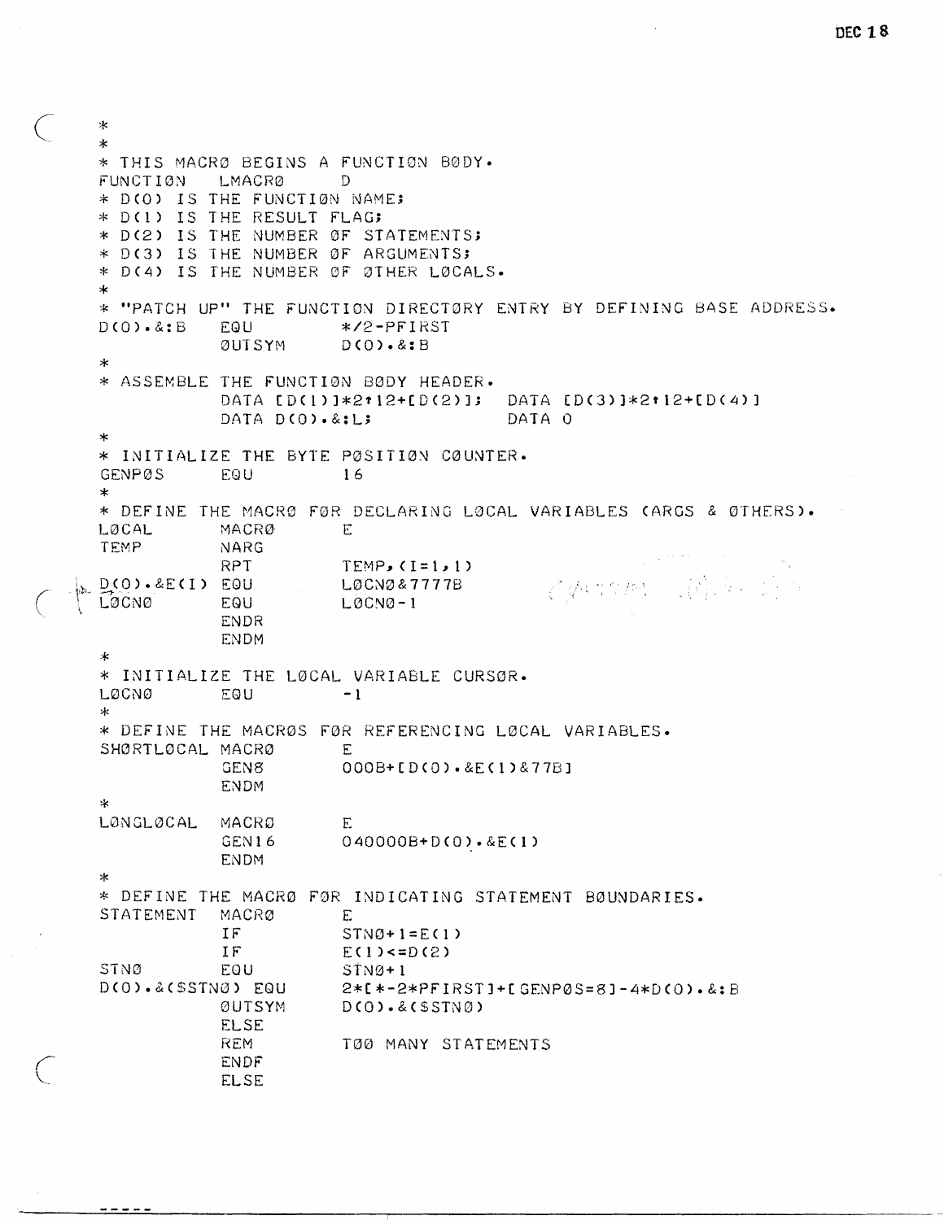```
*
*
* THIS MACRØ BEGINS A FUNCTIØN BØDY.
FUNCTIØN   LMACRØ     D
* D(0) IS THE FUNCTIØN NAME;
* D(1) IS THE RESULT FLAG;
* D(2) IS THE NUMBER ØF STATEMENTS;
* D(3) IS THE NUMBER ØF ARGUMENTS;
* D(4) IS THE NUMBER ØF ØTHER LØCALS.
*
* "PATCH UP" THE FUNCTIØN DIRECTØRY ENTRY BY DEFINING BASE ADDRESS.
D(0).&:B   EQU        */2-PFIRST
           ØUTSYM     D(0).&:B
*
* ASSEMBLE THE FUNCTIØN BØDY HEADER.
           DATA [D(1)]*2↑12+[D(2)];  DATA [D(3)]*2↑12+[D(4)]
           DATA D(0).&:L;            DATA 0
*
* INITIALIZE THE BYTE PØSITIØN CØUNTER.
GENPØS     EQU        16
*
* DEFINE THE MACRØ FØR DECLARING LØCAL VARIABLES (ARGS & ØTHERS).
LØCAL      MACRØ      E
TEMP       NARG
           RPT        TEMP,(I=1,1)
D(0).&E(I) EQU        LØCNØ&7777B
LØCNØ      EQU        LØCNØ-1
           ENDR
           ENDM
*
* INITIALIZE THE LØCAL VARIABLE CURSØR.
LØCNØ      EQU        -1
*
* DEFINE THE MACRØS FØR REFERENCING LØCAL VARIABLES.
SHØRTLØCAL MACRØ      E
           GEN8       000B+[D(0).&E(1)&77B]
           ENDM
*
LØNGLØCAL  MACRØ      E
           GEN16      040000B+D(0).&E(1)
           ENDM
*
* DEFINE THE MACRØ FØR INDICATING STATEMENT BØUNDARIES.
STATEMENT  MACRØ      E
           IF         STNØ+1=E(1)
           IF         E(1)<=D(2)
STNØ       EQU        STNØ+1
D(0).&($STNØ) EQU     2*[*-2*PFIRST]+[GENPØS=8]-4*D(0).&:B
           ØUTSYM     D(0).&($STNØ)
           ELSE
           REM        TØØ MANY STATEMENTS
           ENDF
           ELSE
```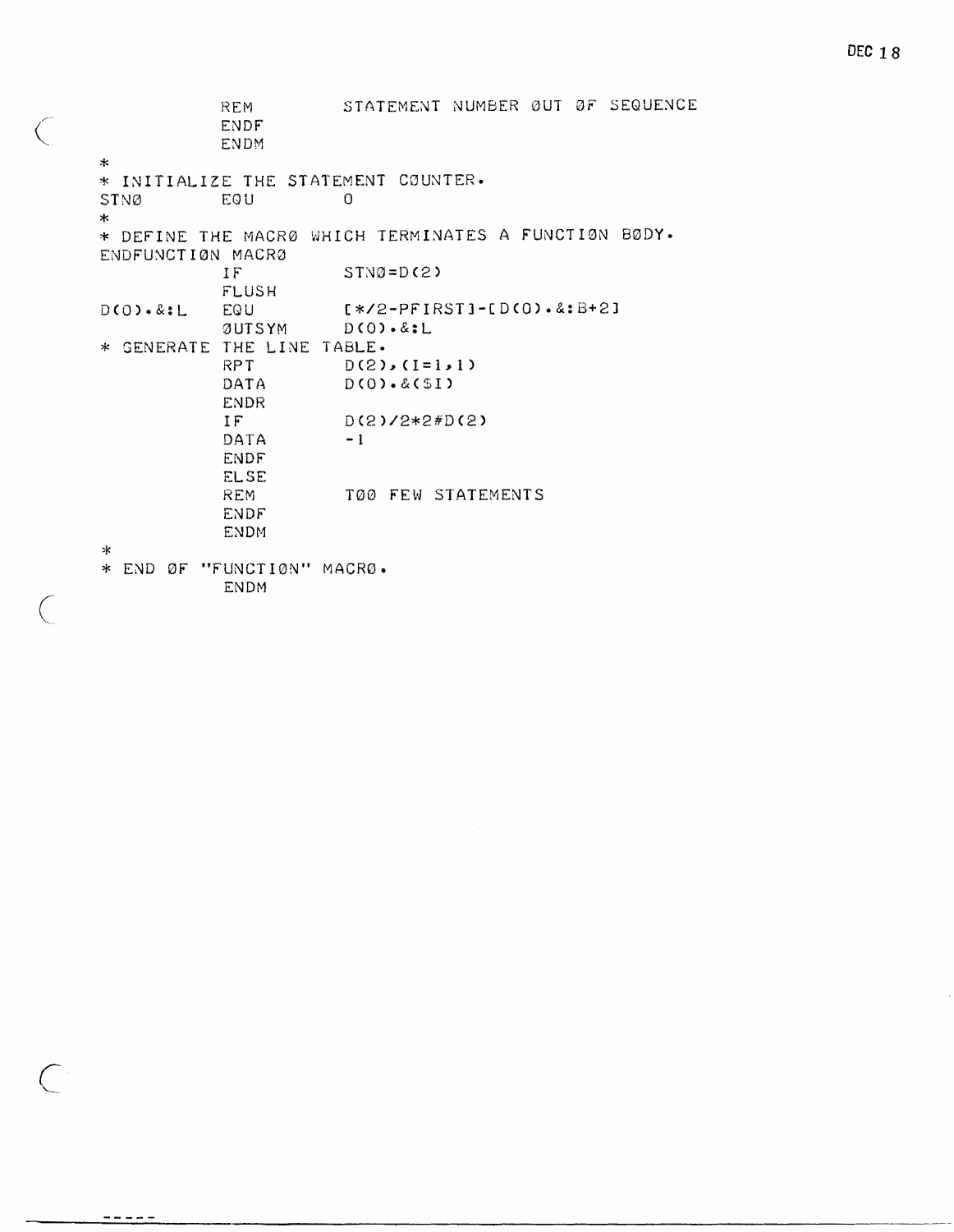```
            REM         STATEMENT NUMBER ØUT ØF SEQUENCE
            ENDF
            ENDM
*
* INITIALIZE THE STATEMENT CØUNTER.
STNØ        EQU         0
*
* DEFINE THE MACRØ WHICH TERMINATES A FUNCTIØN BØDY.
ENDFUNCTIØN MACRØ
            IF          STNØ=D(2)
            FLUSH
D(0).&:L    EQU         [*/2-PFIRST]-[D(0).&:B+2]
            ØUTSYM      D(0).&:L
* GENERATE THE LINE TABLE.
            RPT         D(2),(I=1,1)
            DATA        D(0).&($I)
            ENDR
            IF          D(2)/2*2#D(2)
            DATA        -1
            ENDF
            ELSE
            REM         TØØ FEW STATEMENTS
            ENDF
            ENDM
*
* END ØF "FUNCTIØN" MACRØ.
            ENDM
```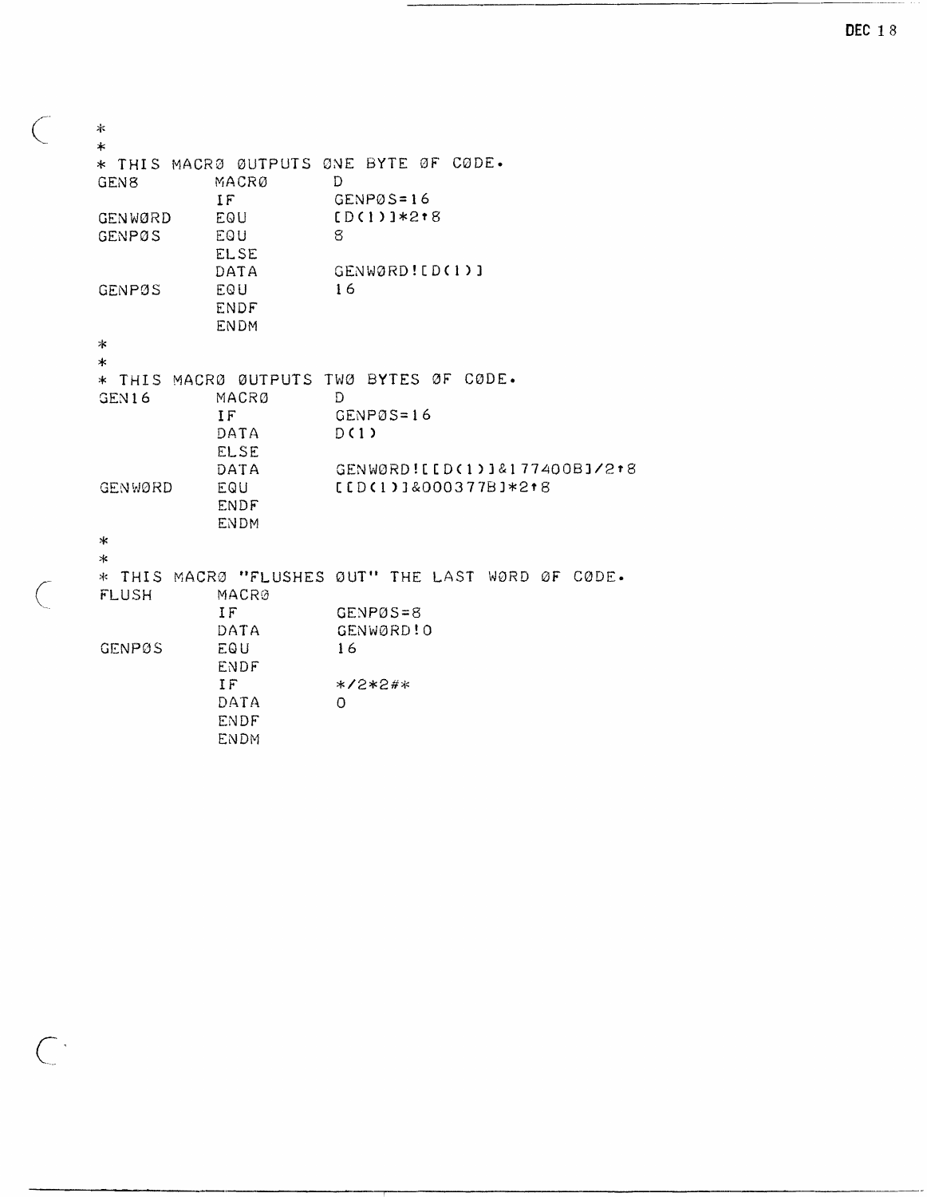```
*
*
* THIS MACRØ ØUTPUTS ØNE BYTE ØF CØDE.
GEN8      MACRØ     D
          IF        GENPØS=16
GENWØRD   EQU       [D(1)]*2↑8
GENPØS    EQU       8
          ELSE
          DATA      GENWØRD![D(1)]
GENPØS    EQU       16
          ENDF
          ENDM
*
*
* THIS MACRØ ØUTPUTS TWØ BYTES ØF CØDE.
GEN16     MACRØ     D
          IF        GENPØS=16
          DATA      D(1)
          ELSE
          DATA      GENWØRD![[D(1)]&177400B]/2↑8
GENWØRD   EQU       [[D(1)]&000377B]*2↑8
          ENDF
          ENDM
*
*
* THIS MACRØ "FLUSHES ØUT" THE LAST WØRD ØF CØDE.
FLUSH     MACRØ
          IF        GENPØS=8
          DATA      GENWØRD!0
GENPØS    EQU       16
          ENDF
          IF        */2*2#*
          DATA      0
          ENDF
          ENDM
```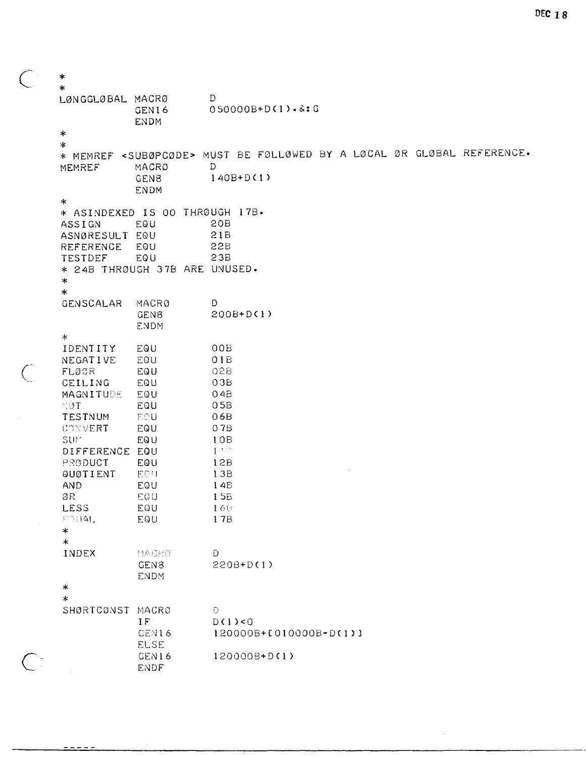```
*
*
LØNGGLØBAL MACRØ        D
           GEN16        050000B+D(1).&:G
           ENDM
*
*
* MEMREF <SUBØPCØDE> MUST BE FØLLØWED BY A LØCAL ØR GLØBAL REFERENCE.
MEMREF     MACRØ        D
           GEN8         140B+D(1)
           ENDM
*
* ASINDEXED IS 00 THRØUGH 17B.
ASSIGN     EQU          20B
ASNØRESULT EQU          21B
REFERENCE  EQU          22B
TESTDEF    EQU          23B
* 24B THRØUGH 37B ARE UNUSED.
*
*
GENSCALAR  MACRØ        D
           GEN8         200B+D(1)
           ENDM
*
IDENTITY   EQU          00B
NEGATIVE   EQU          01B
FLØØR      EQU          02B
CEILING    EQU          03B
MAGNITUDE  EQU          04B
NØT        EQU          05B
TESTNUM    EQU          06B
CØNVERT    EQU          07B
SUM        EQU          10B
DIFFERENCE EQU          11B
PRØDUCT    EQU          12B
QUØTIENT   EQU          13B
AND        EQU          14B
ØR         EQU          15B
LESS       EQU          16B
EQUAL      EQU          17B
*
*
INDEX      MACRØ        D
           GEN8         220B+D(1)
           ENDM
*
*
SHØRTCØNST MACRØ        D
           IF           D(1)<0
           GEN16        120000B+[010000B-D(1)]
           ELSE
           GEN16        120000B+D(1)
           ENDF
```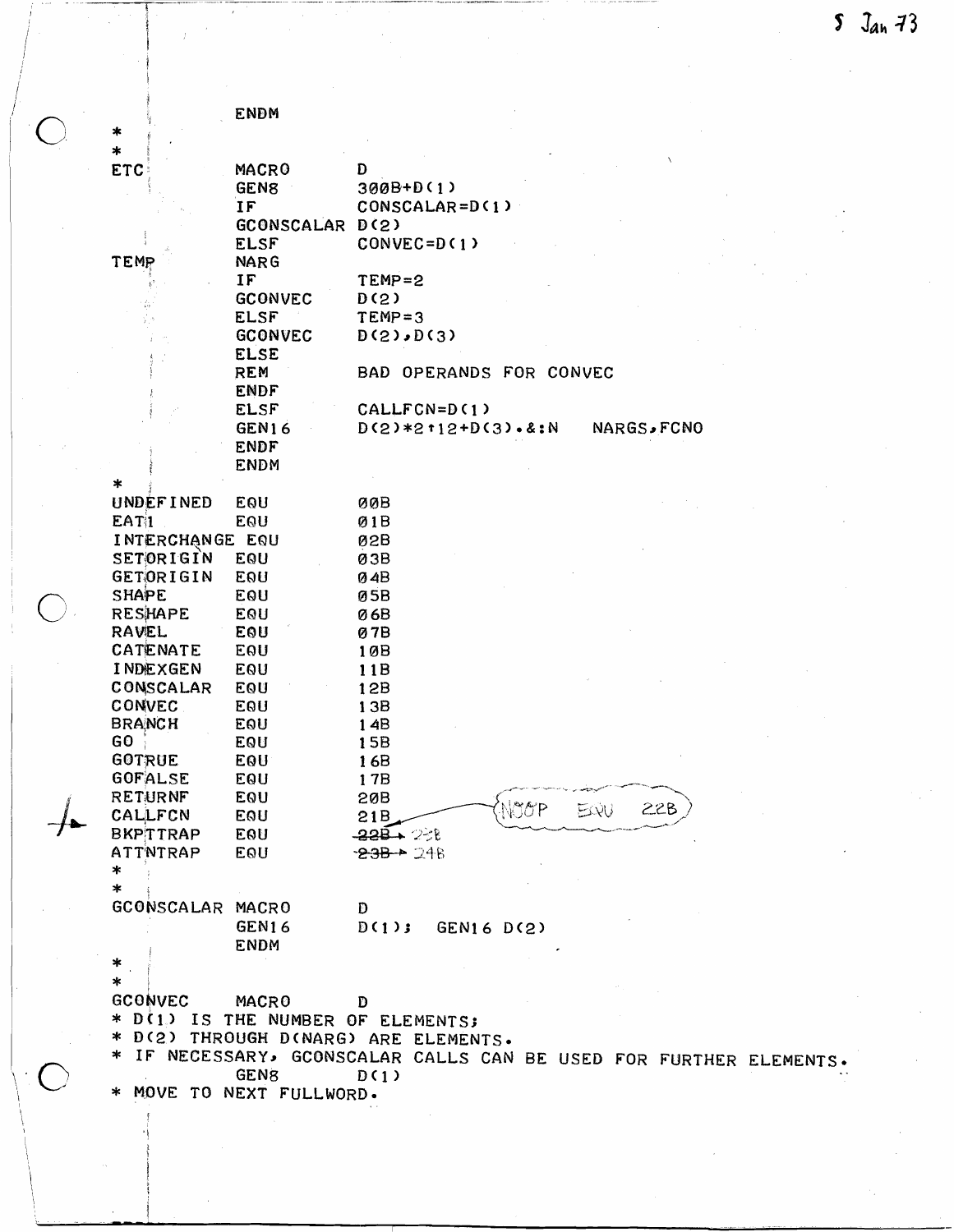5 Jan 73

```
              ENDM
*
*
ETC           MACRO        D
              GEN8         300B+D(1)
              IF           CONSCALAR=D(1)
              GCONSCALAR   D(2)
              ELSF         CONVEC=D(1)
TEMP          NARG
              IF           TEMP=2
              GCONVEC      D(2)
              ELSF         TEMP=3
              GCONVEC      D(2),D(3)
              ELSE
              REM          BAD OPERANDS FOR CONVEC
              ENDF
              ELSF         CALLFCN=D(1)
              GEN16        D(2)*2↑12+D(3).&:N    NARGS,FCNO
              ENDF
              ENDM
*
UNDEFINED     EQU          00B
EAT1          EQU          01B
INTERCHANGE   EQU          02B
SETORIGIN     EQU          03B
GETORIGIN     EQU          04B
SHAPE         EQU          05B
RESHAPE       EQU          06B
RAVEL         EQU          07B
CATENATE      EQU          10B
INDEXGEN      EQU          11B
CONSCALAR     EQU          12B
CONVEC        EQU          13B
BRANCH        EQU          14B
GO            EQU          15B
GOTRUE        EQU          16B
GOFALSE       EQU          17B
RETURNF       EQU          20B
CALLFCN       EQU          21B          (NOOP  EQU  22B)
BKPTTRAP      EQU          22B → 23B
ATTNTRAP      EQU          23B → 24B
*
*
GCONSCALAR    MACRO        D
              GEN16        D(1);  GEN16 D(2)
              ENDM
*
*
GCONVEC       MACRO        D
* D(1) IS THE NUMBER OF ELEMENTS;
* D(2) THROUGH D(NARG) ARE ELEMENTS.
* IF NECESSARY, GCONSCALAR CALLS CAN BE USED FOR FURTHER ELEMENTS.
              GEN8         D(1)
* MOVE TO NEXT FULLWORD.
```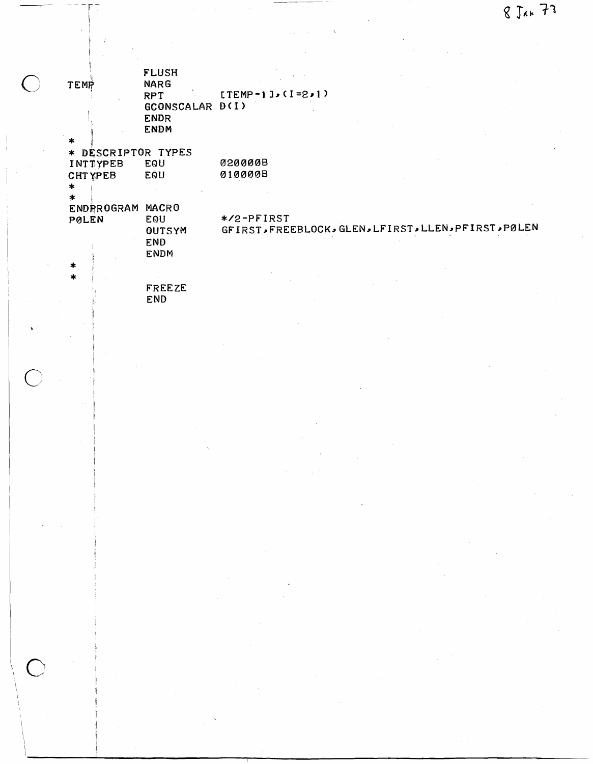8 Jan 73

```
            FLUSH
TEMP        NARG
            RPT        [TEMP-1],(I=2,1)
            GCONSCALAR D(I)
            ENDR
            ENDM
*
* DESCRIPTOR TYPES
INTTYPEB    EQU        020000B
CHTYPEB     EQU        010000B
*
*
ENDPROGRAM  MACRO
PØLEN       EQU        */2-PFIRST
            OUTSYM     GFIRST,FREEBLOCK,GLEN,LFIRST,LLEN,PFIRST,PØLEN
            END
            ENDM
*
*
            FREEZE
            END
```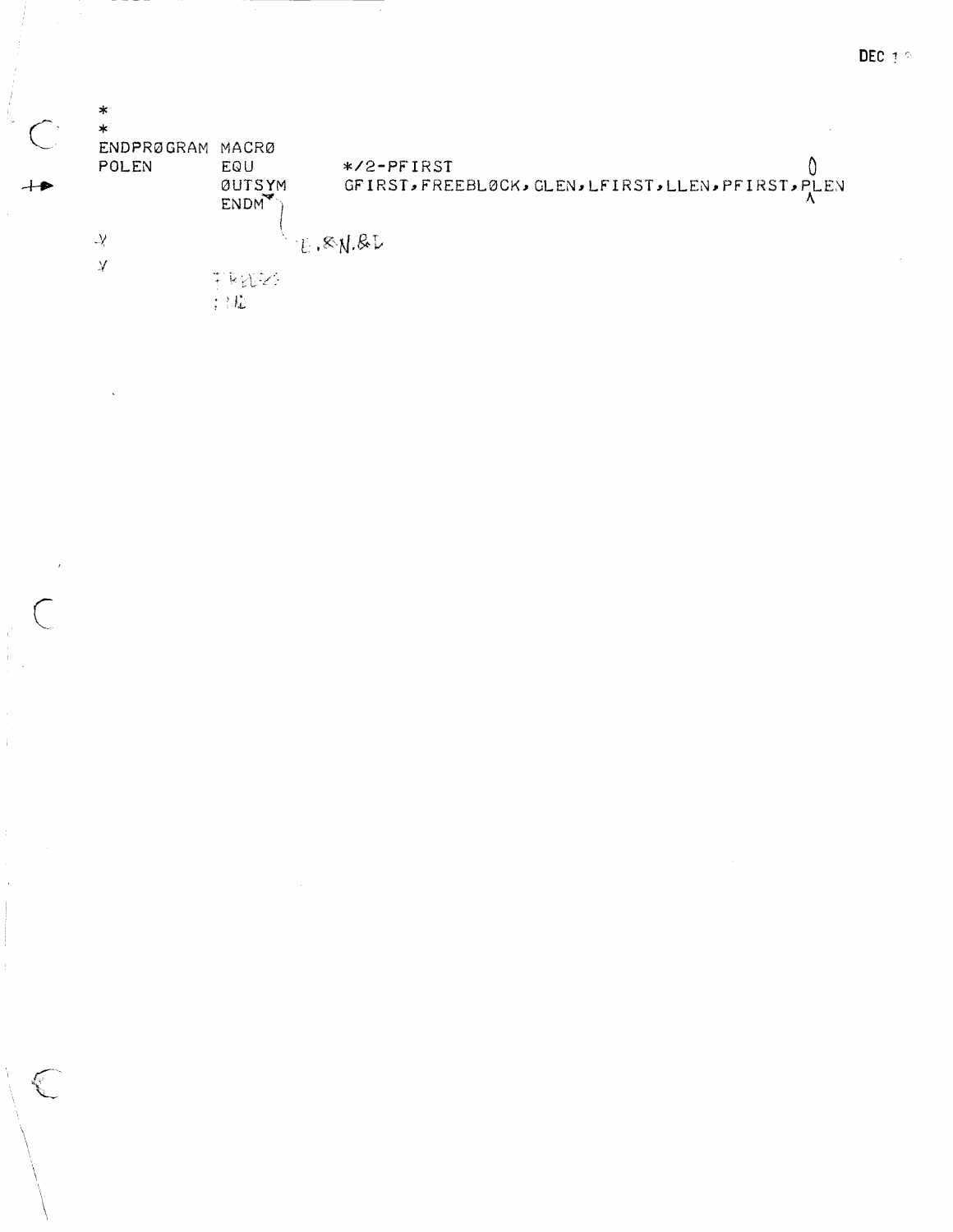```
*
*
ENDPRØGRAM MACRØ
POLEN      EQU       */2-PFIRST
           ØUTSYM    GFIRST,FREEBLØCK,GLEN,LFIRST,LLEN,PFIRST,PLEN
           ENDM
```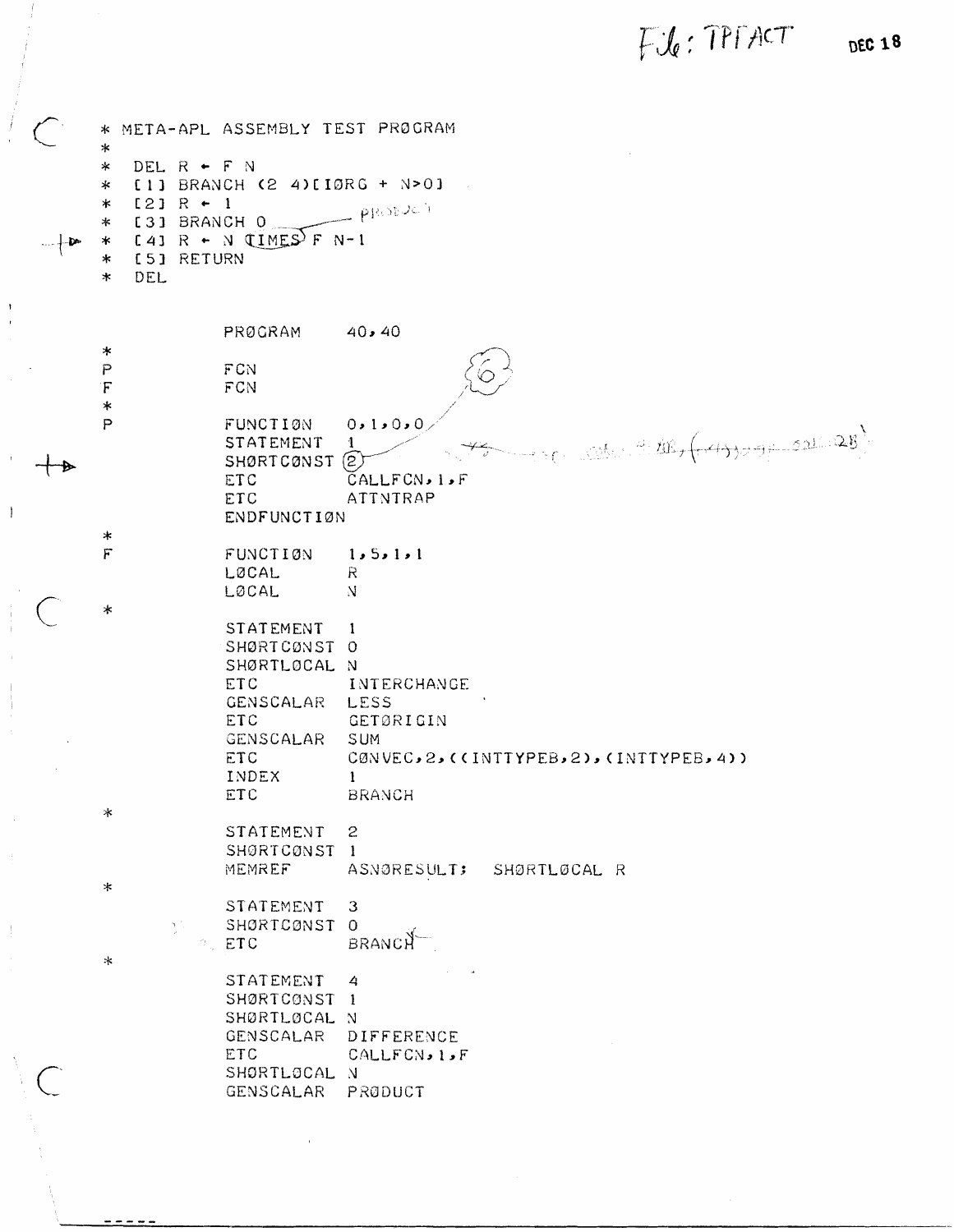File: TPFACT DEC 18

```
* META-APL ASSEMBLY TEST PRØGRAM
*
*   DEL R ← F N
*   [1] BRANCH (2 4)[IØRG + N>0]
*   [2] R ← 1
*   [3] BRANCH 0                  PRODUCT
*   [4] R ← N TIMES F N-1
*   [5] RETURN
*   DEL


             PRØGRAM      40,40
*
P            FCN
F            FCN
*
P            FUNCTIØN     0,1,0,0
             STATEMENT    1
             SHØRTCØNST   2
             ETC          CALLFCN,1,F
             ETC          ATTNTRAP
             ENDFUNCTIØN
*
F            FUNCTIØN     1,5,1,1
             LØCAL        R
             LØCAL        N
*
             STATEMENT    1
             SHØRTCØNST   0
             SHØRTLØCAL   N
             ETC          INTERCHANGE
             GENSCALAR    LESS
             ETC          GETØRIGIN
             GENSCALAR    SUM
             ETC          CØNVEC,2,((INTTYPEB,2),(INTTYPEB,4))
             INDEX        1
             ETC          BRANCH
*
             STATEMENT    2
             SHØRTCØNST   1
             MEMREF       ASNØRESULT;   SHØRTLØCAL R
*
             STATEMENT    3
             SHØRTCØNST   0
             ETC          BRANCH
*
             STATEMENT    4
             SHØRTCØNST   1
             SHØRTLØCAL   N
             GENSCALAR    DIFFERENCE
             ETC          CALLFCN,1,F
             SHØRTLØCAL   N
             GENSCALAR    PRØDUCT
```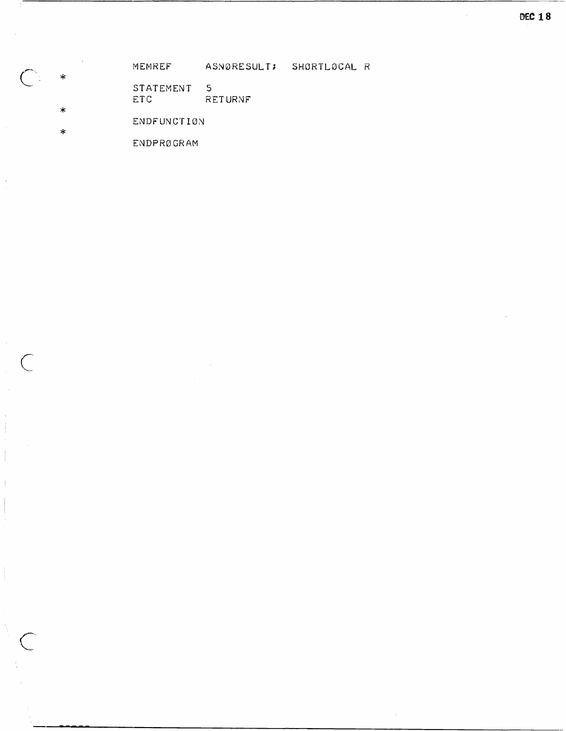```
          MEMREF        ASNØRESULT;   SHØRTLØCAL R
*
          STATEMENT   5
          ETC           RETURNF
*
          ENDFUNCTIØN
*
          ENDPRØGRAM
```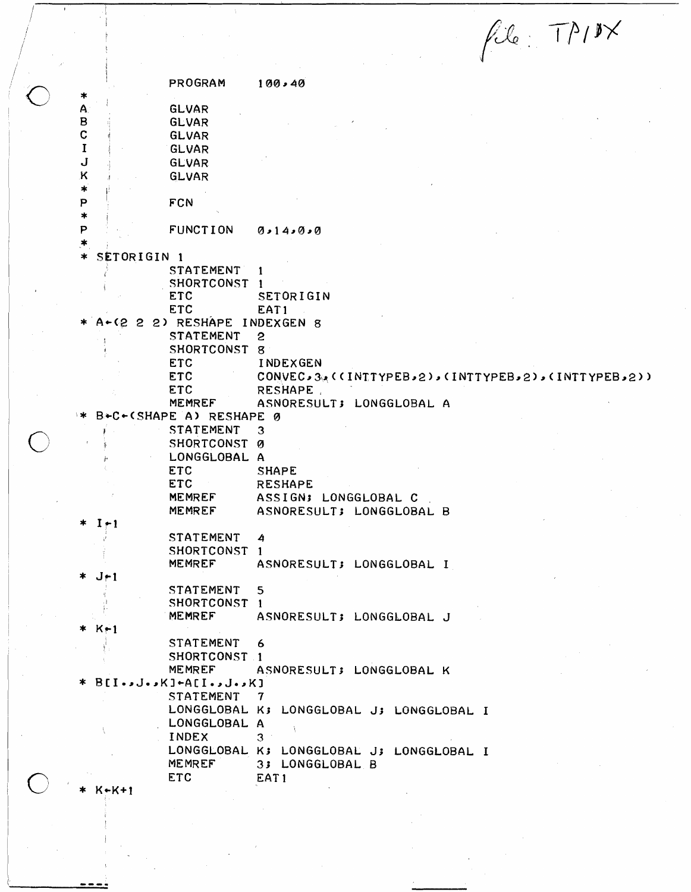*file: TPIDX*

```
            PROGRAM     100,40
*
A           GLVAR
B           GLVAR
C           GLVAR
I           GLVAR
J           GLVAR
K           GLVAR
*
P           FCN
*
P           FUNCTION    0,14,0,0
*
* SETORIGIN 1
            STATEMENT   1
            SHORTCONST  1
            ETC         SETORIGIN
            ETC         EAT1
* A←(2 2 2) RESHAPE INDEXGEN 8
            STATEMENT   2
            SHORTCONST  8
            ETC         INDEXGEN
            ETC         CONVEC,3,((INTTYPEB,2),(INTTYPEB,2),(INTTYPEB,2))
            ETC         RESHAPE
            MEMREF      ASNORESULT; LONGGLOBAL A
* B←C←(SHAPE A) RESHAPE 0
            STATEMENT   3
            SHORTCONST  0
            LONGGLOBAL  A
            ETC         SHAPE
            ETC         RESHAPE
            MEMREF      ASSIGN; LONGGLOBAL C
            MEMREF      ASNORESULT; LONGGLOBAL B
* I←1
            STATEMENT   4
            SHORTCONST  1
            MEMREF      ASNORESULT; LONGGLOBAL I
* J←1
            STATEMENT   5
            SHORTCONST  1
            MEMREF      ASNORESULT; LONGGLOBAL J
* K←1
            STATEMENT   6
            SHORTCONST  1
            MEMREF      ASNORESULT; LONGGLOBAL K
* B[I.,J.,K]←A[I.,J.,K]
            STATEMENT   7
            LONGGLOBAL  K; LONGGLOBAL J; LONGGLOBAL I
            LONGGLOBAL  A
            INDEX       3
            LONGGLOBAL  K; LONGGLOBAL J; LONGGLOBAL I
            MEMREF      3; LONGGLOBAL B
            ETC         EAT1
* K←K+1
```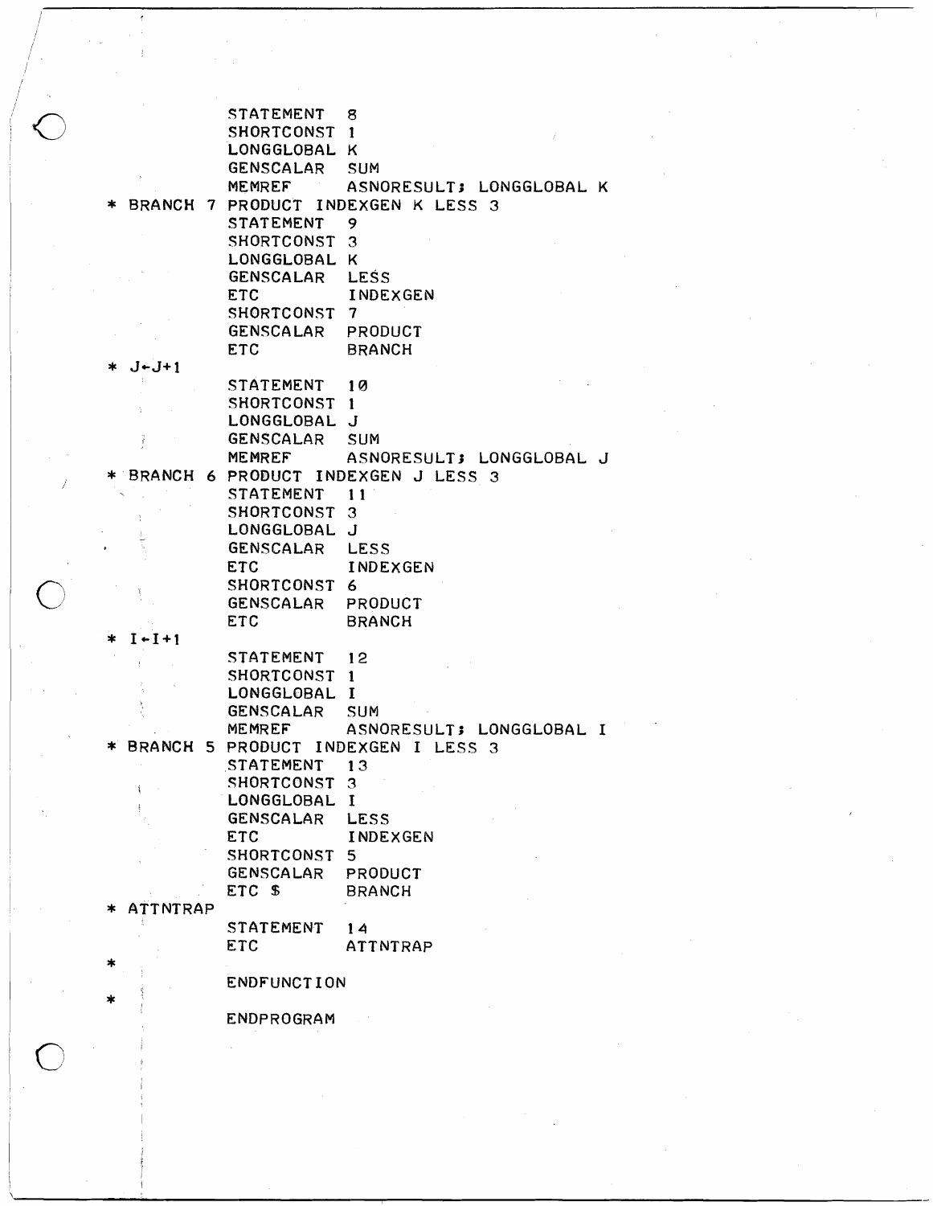```
          STATEMENT  8
          SHORTCONST 1
          LONGGLOBAL K
          GENSCALAR  SUM
          MEMREF     ASNORESULT; LONGGLOBAL K
* BRANCH 7 PRODUCT INDEXGEN K LESS 3
          STATEMENT  9
          SHORTCONST 3
          LONGGLOBAL K
          GENSCALAR  LESS
          ETC        INDEXGEN
          SHORTCONST 7
          GENSCALAR  PRODUCT
          ETC        BRANCH
* J←J+1
          STATEMENT  10
          SHORTCONST 1
          LONGGLOBAL J
          GENSCALAR  SUM
          MEMREF     ASNORESULT; LONGGLOBAL J
* BRANCH 6 PRODUCT INDEXGEN J LESS 3
          STATEMENT  11
          SHORTCONST 3
          LONGGLOBAL J
          GENSCALAR  LESS
          ETC        INDEXGEN
          SHORTCONST 6
          GENSCALAR  PRODUCT
          ETC        BRANCH
* I←I+1
          STATEMENT  12
          SHORTCONST 1
          LONGGLOBAL I
          GENSCALAR  SUM
          MEMREF     ASNORESULT; LONGGLOBAL I
* BRANCH 5 PRODUCT INDEXGEN I LESS 3
          STATEMENT  13
          SHORTCONST 3
          LONGGLOBAL I
          GENSCALAR  LESS
          ETC        INDEXGEN
          SHORTCONST 5
          GENSCALAR  PRODUCT
          ETC $      BRANCH
* ATTNTRAP
          STATEMENT  14
          ETC        ATTNTRAP
*
          ENDFUNCTION
*
          ENDPROGRAM
```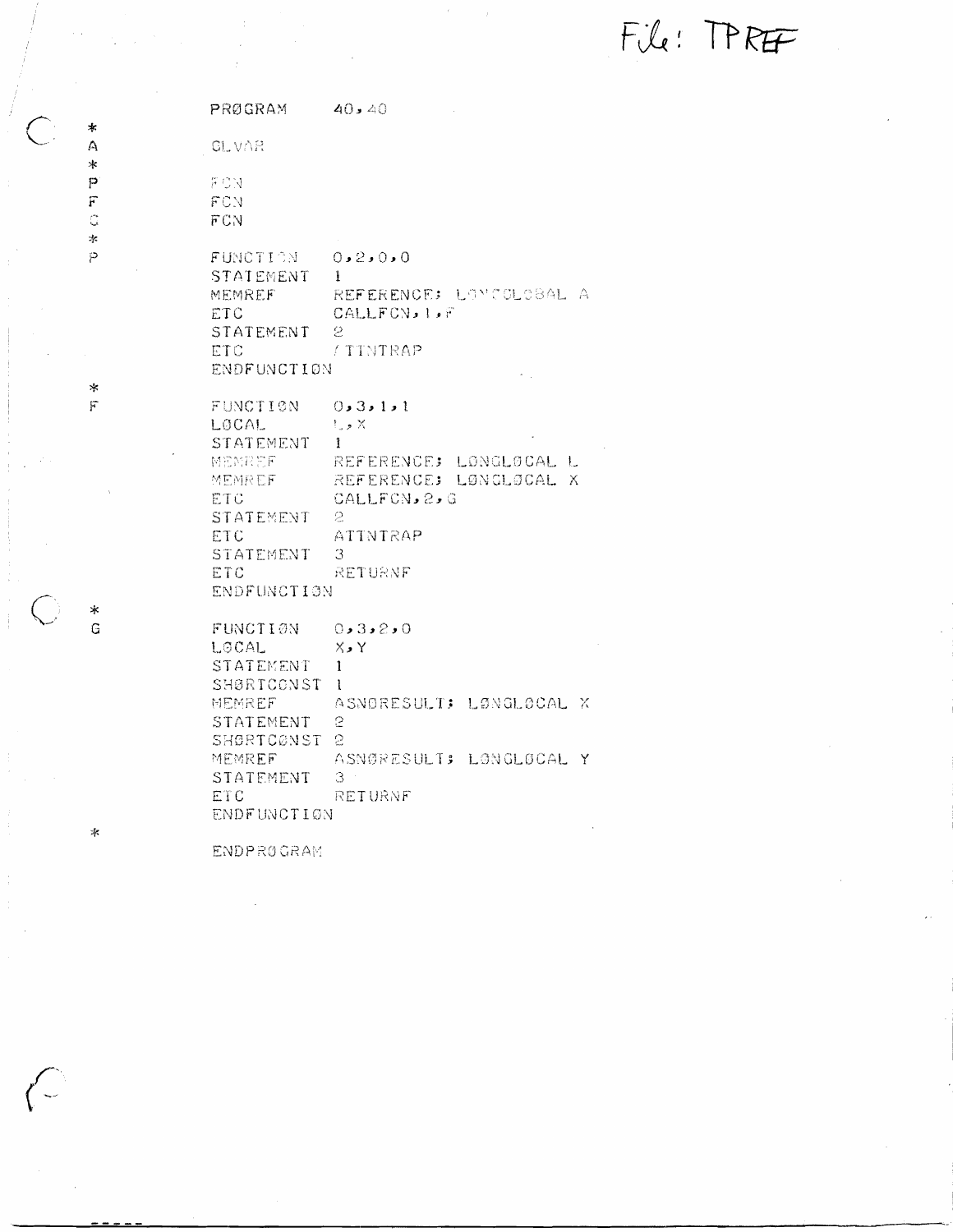File: TPREF

```
          PRØGRAM     40,40
*
A         GLVAR
*
P         FCN
F         FCN
G         FCN
*
P         FUNCTIØN    0,2,0,0
          STATEMENT   1
          MEMREF      REFERENCE; LØNGGLØBAL A
          ETC         CALLFCN,1,F
          STATEMENT   2
          ETC         ATTNTRAP
          ENDFUNCTIØN
*
F         FUNCTIØN    0,3,1,1
          LØCAL       L,X
          STATEMENT   1
          MEMREF      REFERENCE; LØNGLØCAL L
          MEMREF      REFERENCE; LØNGLØCAL X
          ETC         CALLFCN,2,G
          STATEMENT   2
          ETC         ATTNTRAP
          STATEMENT   3
          ETC         RETURNF
          ENDFUNCTIØN
*
G         FUNCTIØN    0,3,2,0
          LØCAL       X,Y
          STATEMENT   1
          SHØRTCØNST  1
          MEMREF      ASNØRESULT; LØNGLØCAL X
          STATEMENT   2
          SHØRTCØNST  2
          MEMREF      ASNØRESULT; LØNGLØCAL Y
          STATEMENT   3
          ETC         RETURNF
          ENDFUNCTIØN
*
          ENDPRØGRAM
```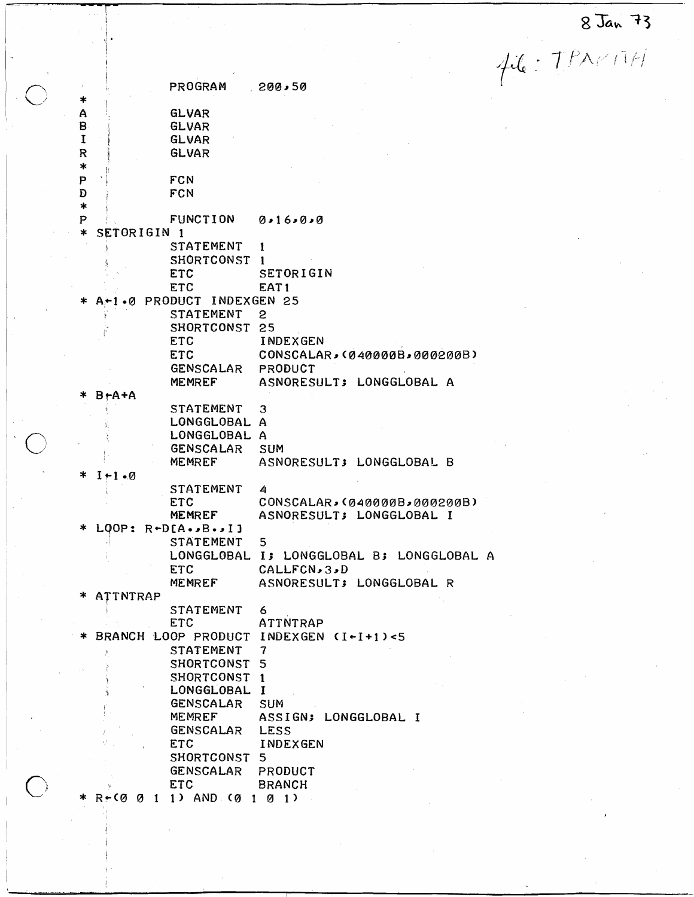8 Jan 73

file: TPAMTH

```
            PROGRAM    200,50
*
A           GLVAR
B           GLVAR
I           GLVAR
R           GLVAR
*
P           FCN
D           FCN
*
P           FUNCTION   0,16,0,0
* SETORIGIN 1
            STATEMENT  1
            SHORTCONST 1
            ETC        SETORIGIN
            ETC        EAT1
* A←1.0 PRODUCT INDEXGEN 25
            STATEMENT  2
            SHORTCONST 25
            ETC        INDEXGEN
            ETC        CONSCALAR,(040000B,000200B)
            GENSCALAR  PRODUCT
            MEMREF     ASNORESULT; LONGGLOBAL A
* B←A+A
            STATEMENT  3
            LONGGLOBAL A
            LONGGLOBAL A
            GENSCALAR  SUM
            MEMREF     ASNORESULT; LONGGLOBAL B
* I←1.0
            STATEMENT  4
            ETC        CONSCALAR,(040000B,000200B)
            MEMREF     ASNORESULT; LONGGLOBAL I
* LOOP: R←D[A.,B.,I]
            STATEMENT  5
            LONGGLOBAL I; LONGGLOBAL B; LONGGLOBAL A
            ETC        CALLFCN,3,D
            MEMREF     ASNORESULT; LONGGLOBAL R
* ATTNTRAP
            STATEMENT  6
            ETC        ATTNTRAP
* BRANCH LOOP PRODUCT INDEXGEN (I←I+1)<5
            STATEMENT  7
            SHORTCONST 5
            SHORTCONST 1
            LONGGLOBAL I
            GENSCALAR  SUM
            MEMREF     ASSIGN; LONGGLOBAL I
            GENSCALAR  LESS
            ETC        INDEXGEN
            SHORTCONST 5
            GENSCALAR  PRODUCT
            ETC        BRANCH
* R←(0 0 1 1) AND (0 1 0 1)
```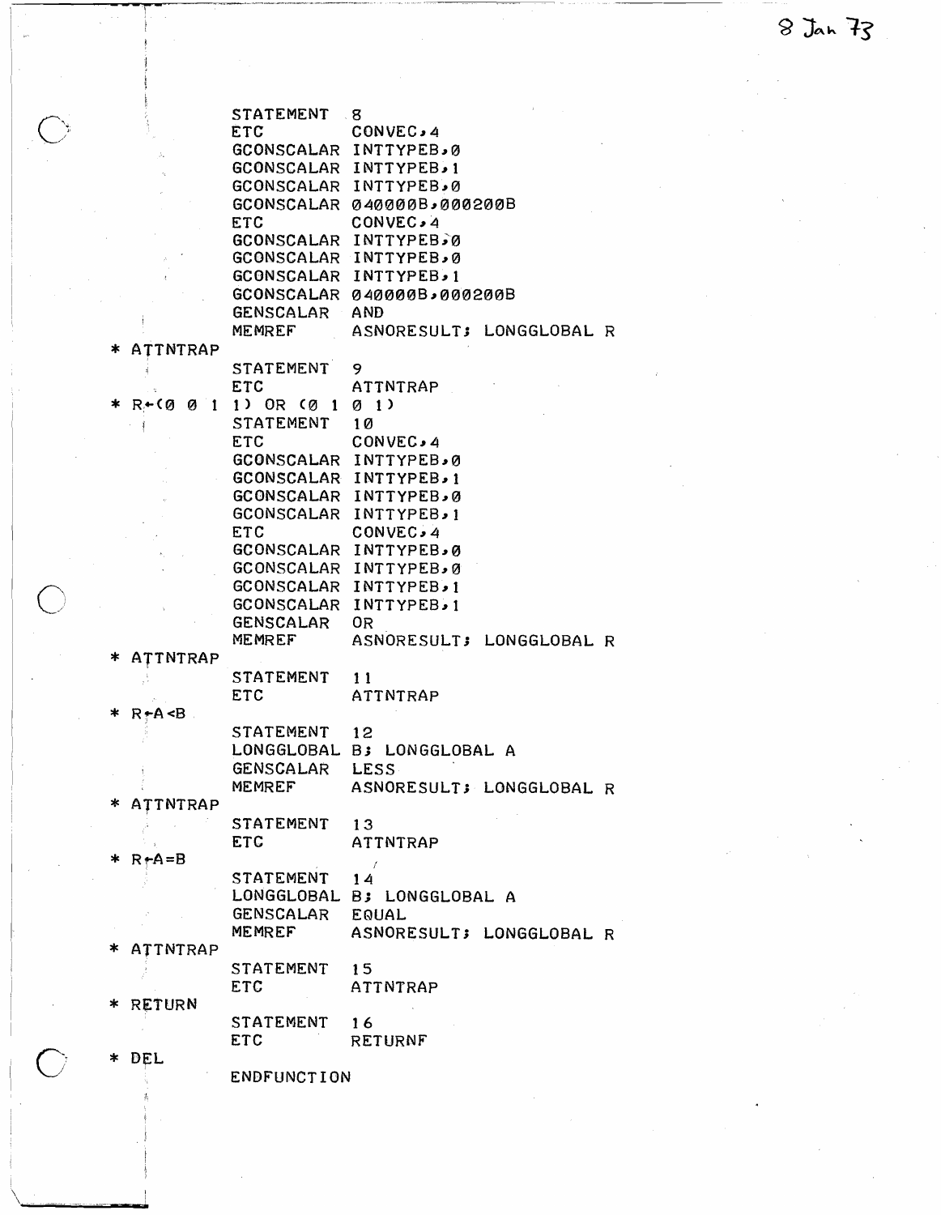8 Jan 73

```
            STATEMENT  8
            ETC        CONVEC,4
            GCONSCALAR INTTYPEB,0
            GCONSCALAR INTTYPEB,1
            GCONSCALAR INTTYPEB,0
            GCONSCALAR 040000B,000200B
            ETC        CONVEC,4
            GCONSCALAR INTTYPEB,0
            GCONSCALAR INTTYPEB,0
            GCONSCALAR INTTYPEB,1
            GCONSCALAR 040000B,000200B
            GENSCALAR  AND
            MEMREF     ASNORESULT; LONGGLOBAL R
* ATTNTRAP
            STATEMENT  9
            ETC        ATTNTRAP
* R←(0 0 1 1) OR (0 1 0 1)
            STATEMENT  10
            ETC        CONVEC,4
            GCONSCALAR INTTYPEB,0
            GCONSCALAR INTTYPEB,1
            GCONSCALAR INTTYPEB,0
            GCONSCALAR INTTYPEB,1
            ETC        CONVEC,4
            GCONSCALAR INTTYPEB,0
            GCONSCALAR INTTYPEB,0
            GCONSCALAR INTTYPEB,1
            GCONSCALAR INTTYPEB,1
            GENSCALAR  OR
            MEMREF     ASNORESULT; LONGGLOBAL R
* ATTNTRAP
            STATEMENT  11
            ETC        ATTNTRAP
* R←A<B
            STATEMENT  12
            LONGGLOBAL B; LONGGLOBAL A
            GENSCALAR  LESS
            MEMREF     ASNORESULT; LONGGLOBAL R
* ATTNTRAP
            STATEMENT  13
            ETC        ATTNTRAP
* R←A=B
            STATEMENT  14
            LONGGLOBAL B; LONGGLOBAL A
            GENSCALAR  EQUAL
            MEMREF     ASNORESULT; LONGGLOBAL R
* ATTNTRAP
            STATEMENT  15
            ETC        ATTNTRAP
* RETURN
            STATEMENT  16
            ETC        RETURNF
* DEL
            ENDFUNCTION
```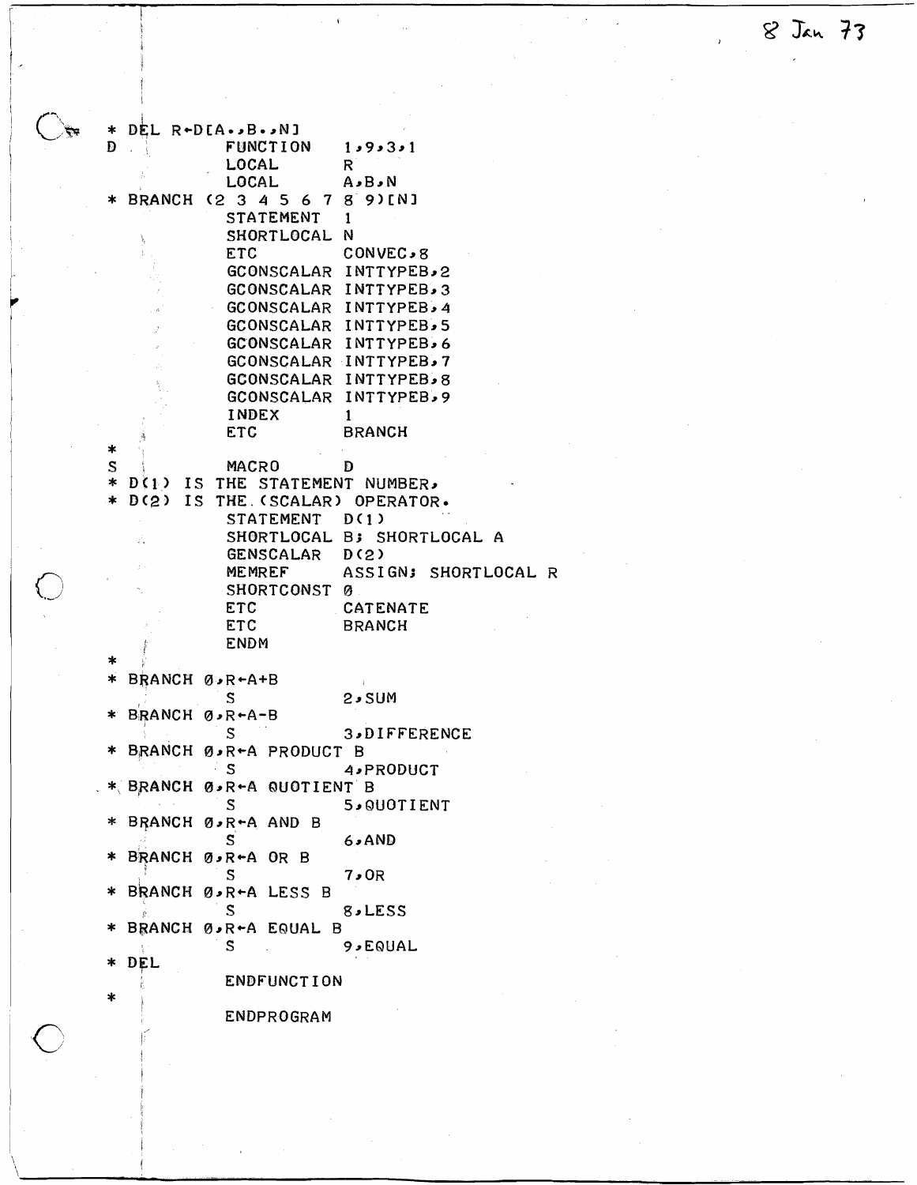8 Jan 73

```
* DEL R←D[A.,B.,N]
D           FUNCTION    1,9,3,1
            LOCAL       R
            LOCAL       A,B,N
* BRANCH (2 3 4 5 6 7 8 9)[N]
            STATEMENT   1
            SHORTLOCAL  N
            ETC         CONVEC,8
            GCONSCALAR  INTTYPEB,2
            GCONSCALAR  INTTYPEB,3
            GCONSCALAR  INTTYPEB,4
            GCONSCALAR  INTTYPEB,5
            GCONSCALAR  INTTYPEB,6
            GCONSCALAR  INTTYPEB,7
            GCONSCALAR  INTTYPEB,8
            GCONSCALAR  INTTYPEB,9
            INDEX       1
            ETC         BRANCH
*
S           MACRO       D
* D(1) IS THE STATEMENT NUMBER,
* D(2) IS THE (SCALAR) OPERATOR.
            STATEMENT   D(1)
            SHORTLOCAL  B; SHORTLOCAL A
            GENSCALAR   D(2)
            MEMREF      ASSIGN; SHORTLOCAL R
            SHORTCONST  0
            ETC         CATENATE
            ETC         BRANCH
            ENDM
*
* BRANCH 0,R←A+B
            S           2,SUM
* BRANCH 0,R←A-B
            S           3,DIFFERENCE
* BRANCH 0,R←A PRODUCT B
            S           4,PRODUCT
* BRANCH 0,R←A QUOTIENT B
            S           5,QUOTIENT
* BRANCH 0,R←A AND B
            S           6,AND
* BRANCH 0,R←A OR B
            S           7,OR
* BRANCH 0,R←A LESS B
            S           8,LESS
* BRANCH 0,R←A EQUAL B
            S           9,EQUAL
* DEL
            ENDFUNCTION
*
            ENDPROGRAM
```